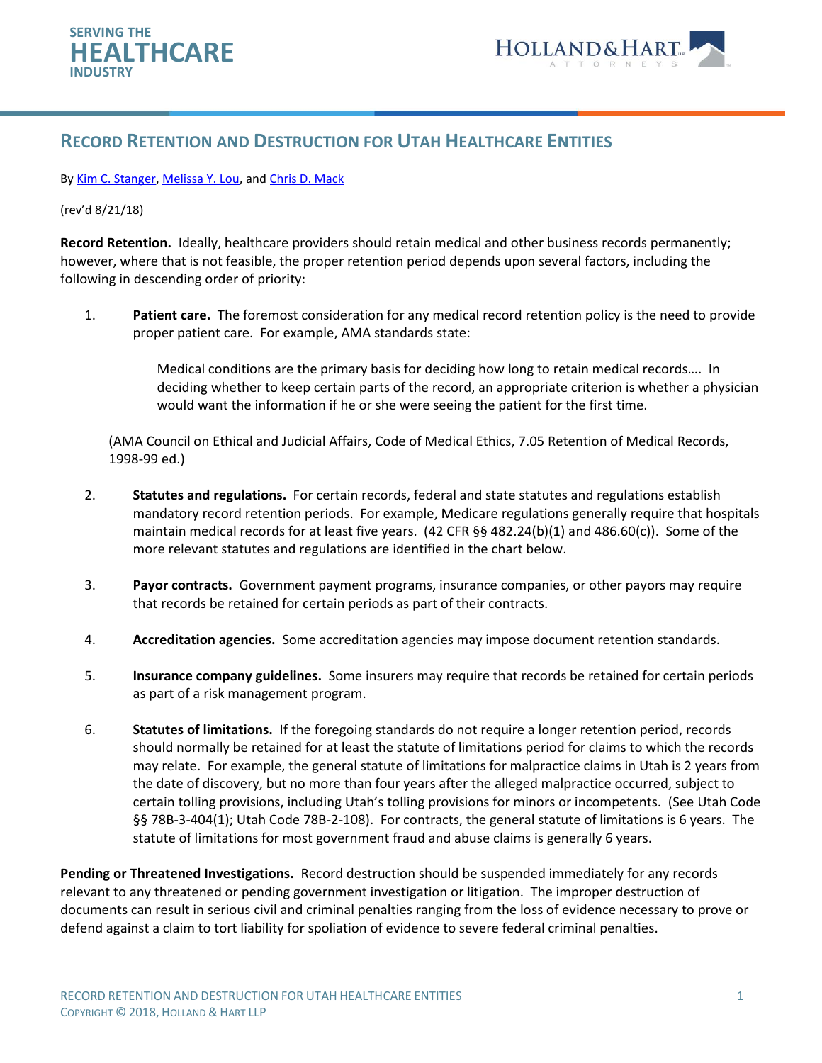SERVING THE **HEALTHCARE** INDUSTRY

HOLLAND & HART LLP ATTORNEYS

# Record Retention and Destruction for Utah Healthcare Entities

By Kim C. Stanger, Melissa Y. Lou, and Chris D. Mack

(rev'd 8/21/18)

**Record Retention.** Ideally, healthcare providers should retain medical and other business records permanently; however, where that is not feasible, the proper retention period depends upon several factors, including the following in descending order of priority:

1. **Patient care.** The foremost consideration for any medical record retention policy is the need to provide proper patient care. For example, AMA standards state:

   > Medical conditions are the primary basis for deciding how long to retain medical records…. In deciding whether to keep certain parts of the record, an appropriate criterion is whether a physician would want the information if he or she were seeing the patient for the first time.

   (AMA Council on Ethical and Judicial Affairs, Code of Medical Ethics, 7.05 Retention of Medical Records, 1998-99 ed.)

2. **Statutes and regulations.** For certain records, federal and state statutes and regulations establish mandatory record retention periods. For example, Medicare regulations generally require that hospitals maintain medical records for at least five years. (42 CFR §§ 482.24(b)(1) and 486.60(c)). Some of the more relevant statutes and regulations are identified in the chart below.

3. **Payor contracts.** Government payment programs, insurance companies, or other payors may require that records be retained for certain periods as part of their contracts.

4. **Accreditation agencies.** Some accreditation agencies may impose document retention standards.

5. **Insurance company guidelines.** Some insurers may require that records be retained for certain periods as part of a risk management program.

6. **Statutes of limitations.** If the foregoing standards do not require a longer retention period, records should normally be retained for at least the statute of limitations period for claims to which the records may relate. For example, the general statute of limitations for malpractice claims in Utah is 2 years from the date of discovery, but no more than four years after the alleged malpractice occurred, subject to certain tolling provisions, including Utah's tolling provisions for minors or incompetents. (See Utah Code §§ 78B-3-404(1); Utah Code 78B-2-108). For contracts, the general statute of limitations is 6 years. The statute of limitations for most government fraud and abuse claims is generally 6 years.

**Pending or Threatened Investigations.** Record destruction should be suspended immediately for any records relevant to any threatened or pending government investigation or litigation. The improper destruction of documents can result in serious civil and criminal penalties ranging from the loss of evidence necessary to prove or defend against a claim to tort liability for spoliation of evidence to severe federal criminal penalties.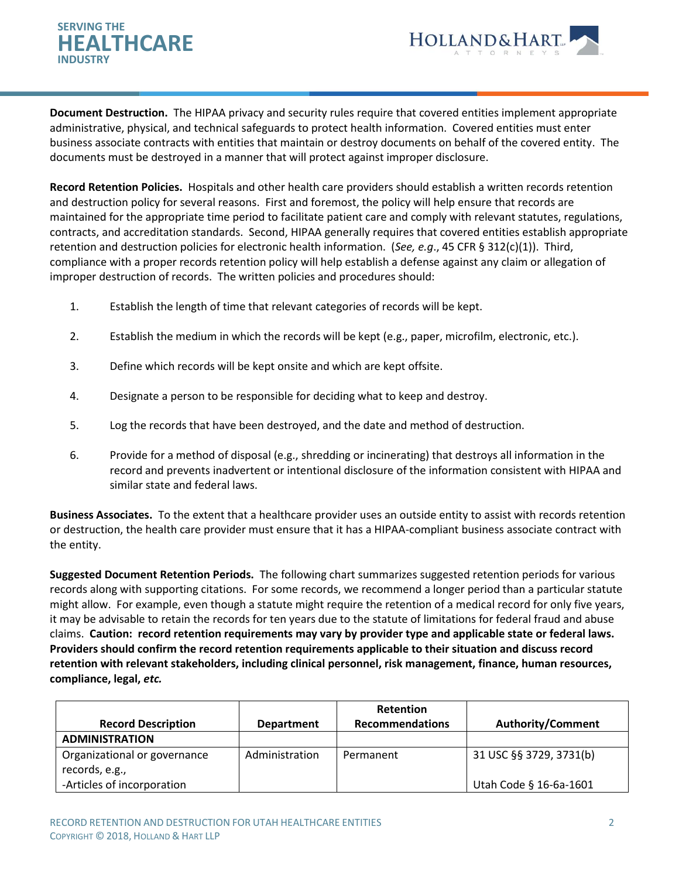**Document Destruction.** The HIPAA privacy and security rules require that covered entities implement appropriate administrative, physical, and technical safeguards to protect health information. Covered entities must enter business associate contracts with entities that maintain or destroy documents on behalf of the covered entity. The documents must be destroyed in a manner that will protect against improper disclosure.

**Record Retention Policies.** Hospitals and other health care providers should establish a written records retention and destruction policy for several reasons. First and foremost, the policy will help ensure that records are maintained for the appropriate time period to facilitate patient care and comply with relevant statutes, regulations, contracts, and accreditation standards. Second, HIPAA generally requires that covered entities establish appropriate retention and destruction policies for electronic health information. (*See, e.g*., 45 CFR § 312(c)(1)). Third, compliance with a proper records retention policy will help establish a defense against any claim or allegation of improper destruction of records. The written policies and procedures should:

1. Establish the length of time that relevant categories of records will be kept.
2. Establish the medium in which the records will be kept (e.g., paper, microfilm, electronic, etc.).
3. Define which records will be kept onsite and which are kept offsite.
4. Designate a person to be responsible for deciding what to keep and destroy.
5. Log the records that have been destroyed, and the date and method of destruction.
6. Provide for a method of disposal (e.g., shredding or incinerating) that destroys all information in the record and prevents inadvertent or intentional disclosure of the information consistent with HIPAA and similar state and federal laws.

**Business Associates.** To the extent that a healthcare provider uses an outside entity to assist with records retention or destruction, the health care provider must ensure that it has a HIPAA-compliant business associate contract with the entity.

**Suggested Document Retention Periods.** The following chart summarizes suggested retention periods for various records along with supporting citations. For some records, we recommend a longer period than a particular statute might allow. For example, even though a statute might require the retention of a medical record for only five years, it may be advisable to retain the records for ten years due to the statute of limitations for federal fraud and abuse claims. **Caution: record retention requirements may vary by provider type and applicable state or federal laws. Providers should confirm the record retention requirements applicable to their situation and discuss record retention with relevant stakeholders, including clinical personnel, risk management, finance, human resources, compliance, legal, *etc.***

| Record Description | Department | Retention Recommendations | Authority/Comment |
|---|---|---|---|
| **ADMINISTRATION** | | | |
| Organizational or governance records, e.g.,<br>-Articles of incorporation | Administration | Permanent | 31 USC §§ 3729, 3731(b)<br><br>Utah Code § 16-6a-1601 |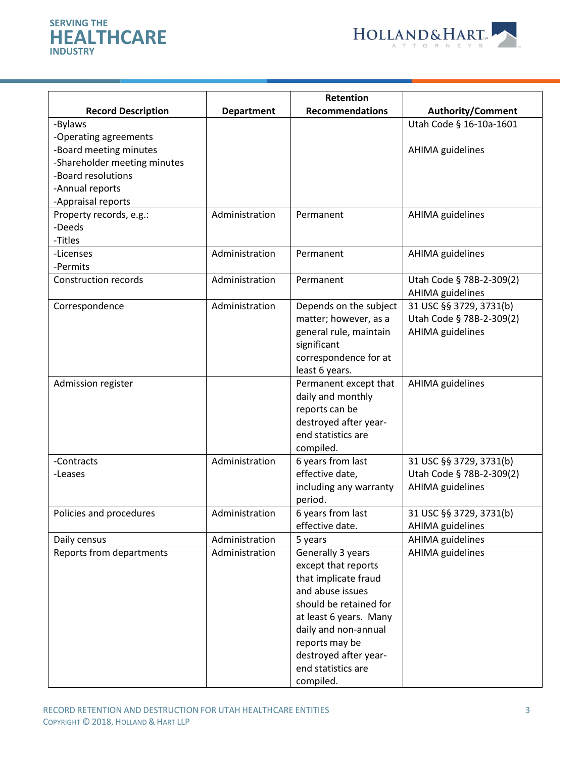| Record Description | Department | Retention Recommendations | Authority/Comment |
|---|---|---|---|
| -Bylaws<br>-Operating agreements<br>-Board meeting minutes<br>-Shareholder meeting minutes<br>-Board resolutions<br>-Annual reports<br>-Appraisal reports | | | Utah Code § 16-10a-1601<br><br>AHIMA guidelines |
| Property records, e.g.:<br>-Deeds<br>-Titles | Administration | Permanent | AHIMA guidelines |
| -Licenses<br>-Permits | Administration | Permanent | AHIMA guidelines |
| Construction records | Administration | Permanent | Utah Code § 78B-2-309(2)<br>AHIMA guidelines |
| Correspondence | Administration | Depends on the subject matter; however, as a general rule, maintain significant correspondence for at least 6 years. | 31 USC §§ 3729, 3731(b)<br>Utah Code § 78B-2-309(2)<br>AHIMA guidelines |
| Admission register | | Permanent except that daily and monthly reports can be destroyed after year-end statistics are compiled. | AHIMA guidelines |
| -Contracts<br>-Leases | Administration | 6 years from last effective date, including any warranty period. | 31 USC §§ 3729, 3731(b)<br>Utah Code § 78B-2-309(2)<br>AHIMA guidelines |
| Policies and procedures | Administration | 6 years from last effective date. | 31 USC §§ 3729, 3731(b)<br>AHIMA guidelines |
| Daily census | Administration | 5 years | AHIMA guidelines |
| Reports from departments | Administration | Generally 3 years except that reports that implicate fraud and abuse issues should be retained for at least 6 years. Many daily and non-annual reports may be destroyed after year-end statistics are compiled. | AHIMA guidelines |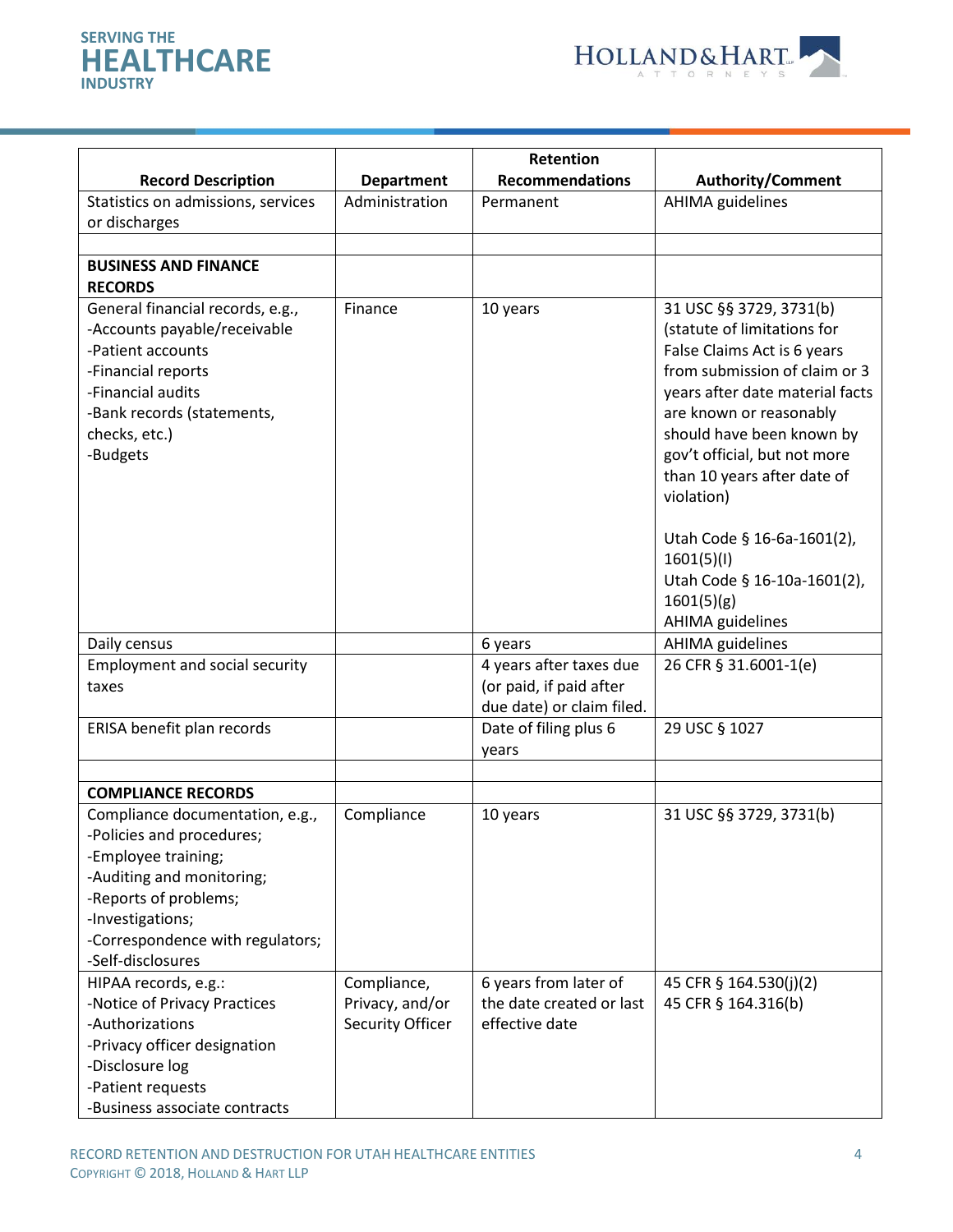| Record Description | Department | Retention Recommendations | Authority/Comment |
|---|---|---|---|
| Statistics on admissions, services or discharges | Administration | Permanent | AHIMA guidelines |
| | | | |
| **BUSINESS AND FINANCE RECORDS** | | | |
| General financial records, e.g.,<br>-Accounts payable/receivable<br>-Patient accounts<br>-Financial reports<br>-Financial audits<br>-Bank records (statements, checks, etc.)<br>-Budgets | Finance | 10 years | 31 USC §§ 3729, 3731(b) (statute of limitations for False Claims Act is 6 years from submission of claim or 3 years after date material facts are known or reasonably should have been known by gov't official, but not more than 10 years after date of violation)<br><br>Utah Code § 16-6a-1601(2), 1601(5)(I)<br>Utah Code § 16-10a-1601(2), 1601(5)(g)<br>AHIMA guidelines |
| Daily census | | 6 years | AHIMA guidelines |
| Employment and social security taxes | | 4 years after taxes due (or paid, if paid after due date) or claim filed. | 26 CFR § 31.6001-1(e) |
| ERISA benefit plan records | | Date of filing plus 6 years | 29 USC § 1027 |
| | | | |
| **COMPLIANCE RECORDS** | | | |
| Compliance documentation, e.g.,<br>-Policies and procedures;<br>-Employee training;<br>-Auditing and monitoring;<br>-Reports of problems;<br>-Investigations;<br>-Correspondence with regulators;<br>-Self-disclosures | Compliance | 10 years | 31 USC §§ 3729, 3731(b) |
| HIPAA records, e.g.:<br>-Notice of Privacy Practices<br>-Authorizations<br>-Privacy officer designation<br>-Disclosure log<br>-Patient requests<br>-Business associate contracts | Compliance, Privacy, and/or Security Officer | 6 years from later of the date created or last effective date | 45 CFR § 164.530(j)(2)<br>45 CFR § 164.316(b) |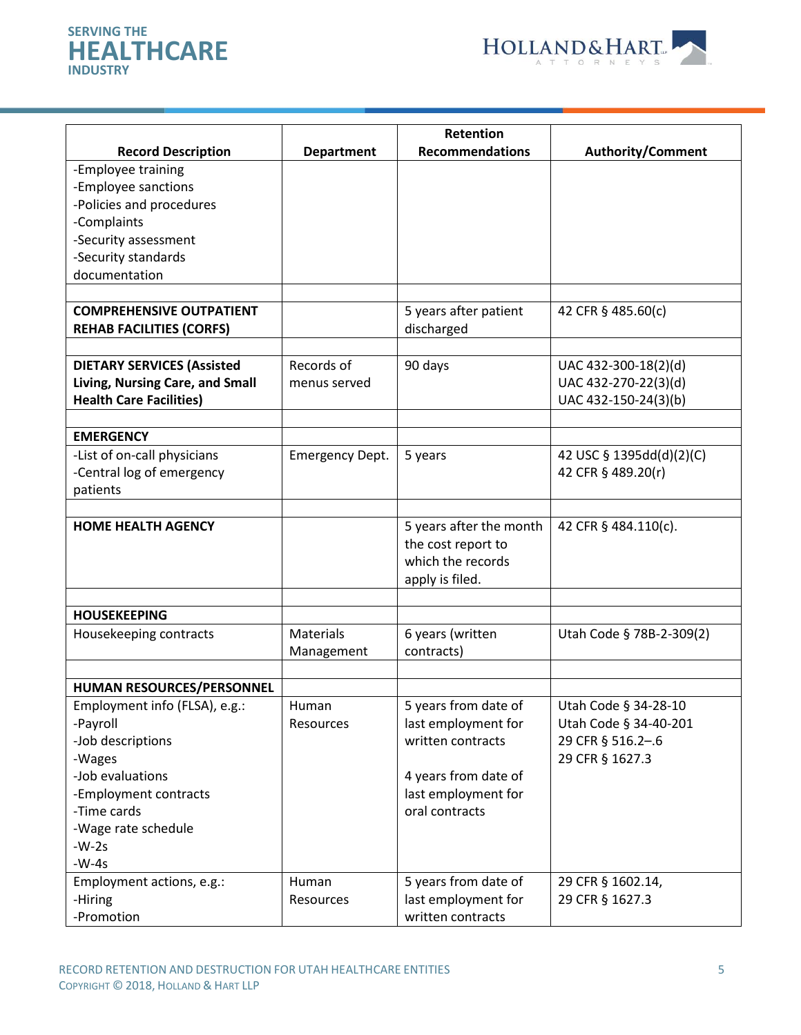| Record Description | Department | Retention Recommendations | Authority/Comment |
|---|---|---|---|
| -Employee training<br>-Employee sanctions<br>-Policies and procedures<br>-Complaints<br>-Security assessment<br>-Security standards documentation | | | |
| | | | |
| **COMPREHENSIVE OUTPATIENT REHAB FACILITIES (CORFS)** | | 5 years after patient discharged | 42 CFR § 485.60(c) |
| | | | |
| **DIETARY SERVICES (Assisted Living, Nursing Care, and Small Health Care Facilities)** | Records of menus served | 90 days | UAC 432-300-18(2)(d)<br>UAC 432-270-22(3)(d)<br>UAC 432-150-24(3)(b) |
| | | | |
| **EMERGENCY** | | | |
| -List of on-call physicians<br>-Central log of emergency patients | Emergency Dept. | 5 years | 42 USC § 1395dd(d)(2)(C)<br>42 CFR § 489.20(r) |
| | | | |
| **HOME HEALTH AGENCY** | | 5 years after the month the cost report to which the records apply is filed. | 42 CFR § 484.110(c). |
| | | | |
| **HOUSEKEEPING** | | | |
| Housekeeping contracts | Materials Management | 6 years (written contracts) | Utah Code § 78B-2-309(2) |
| | | | |
| **HUMAN RESOURCES/PERSONNEL** | | | |
| Employment info (FLSA), e.g.:<br>-Payroll<br>-Job descriptions<br>-Wages<br>-Job evaluations<br>-Employment contracts<br>-Time cards<br>-Wage rate schedule<br>-W-2s<br>-W-4s | Human Resources | 5 years from date of last employment for written contracts<br><br>4 years from date of last employment for oral contracts | Utah Code § 34-28-10<br>Utah Code § 34-40-201<br>29 CFR § 516.2–.6<br>29 CFR § 1627.3 |
| Employment actions, e.g.:<br>-Hiring<br>-Promotion | Human Resources | 5 years from date of last employment for written contracts | 29 CFR § 1602.14,<br>29 CFR § 1627.3 |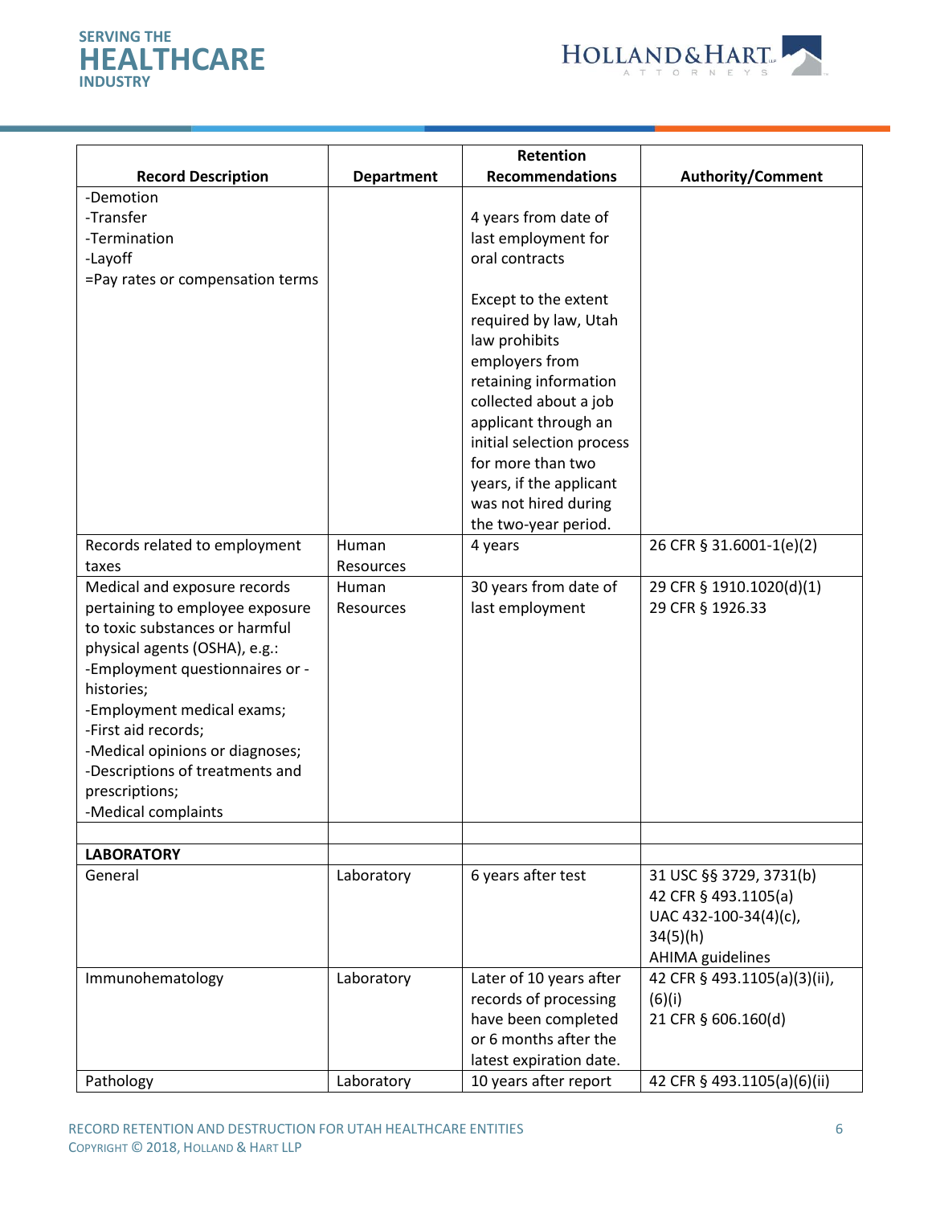| Record Description | Department | Retention Recommendations | Authority/Comment |
|---|---|---|---|
| -Demotion<br>-Transfer<br>-Termination<br>-Layoff<br>=Pay rates or compensation terms | | 4 years from date of last employment for oral contracts<br><br>Except to the extent required by law, Utah law prohibits employers from retaining information collected about a job applicant through an initial selection process for more than two years, if the applicant was not hired during the two-year period. | |
| Records related to employment taxes | Human Resources | 4 years | 26 CFR § 31.6001-1(e)(2) |
| Medical and exposure records pertaining to employee exposure to toxic substances or harmful physical agents (OSHA), e.g.:<br>-Employment questionnaires or -histories;<br>-Employment medical exams;<br>-First aid records;<br>-Medical opinions or diagnoses;<br>-Descriptions of treatments and prescriptions;<br>-Medical complaints | Human Resources | 30 years from date of last employment | 29 CFR § 1910.1020(d)(1)<br>29 CFR § 1926.33 |
| | | | |
| **LABORATORY** | | | |
| General | Laboratory | 6 years after test | 31 USC §§ 3729, 3731(b)<br>42 CFR § 493.1105(a)<br>UAC 432-100-34(4)(c), 34(5)(h)<br>AHIMA guidelines |
| Immunohematology | Laboratory | Later of 10 years after records of processing have been completed or 6 months after the latest expiration date. | 42 CFR § 493.1105(a)(3)(ii), (6)(i)<br>21 CFR § 606.160(d) |
| Pathology | Laboratory | 10 years after report | 42 CFR § 493.1105(a)(6)(ii) |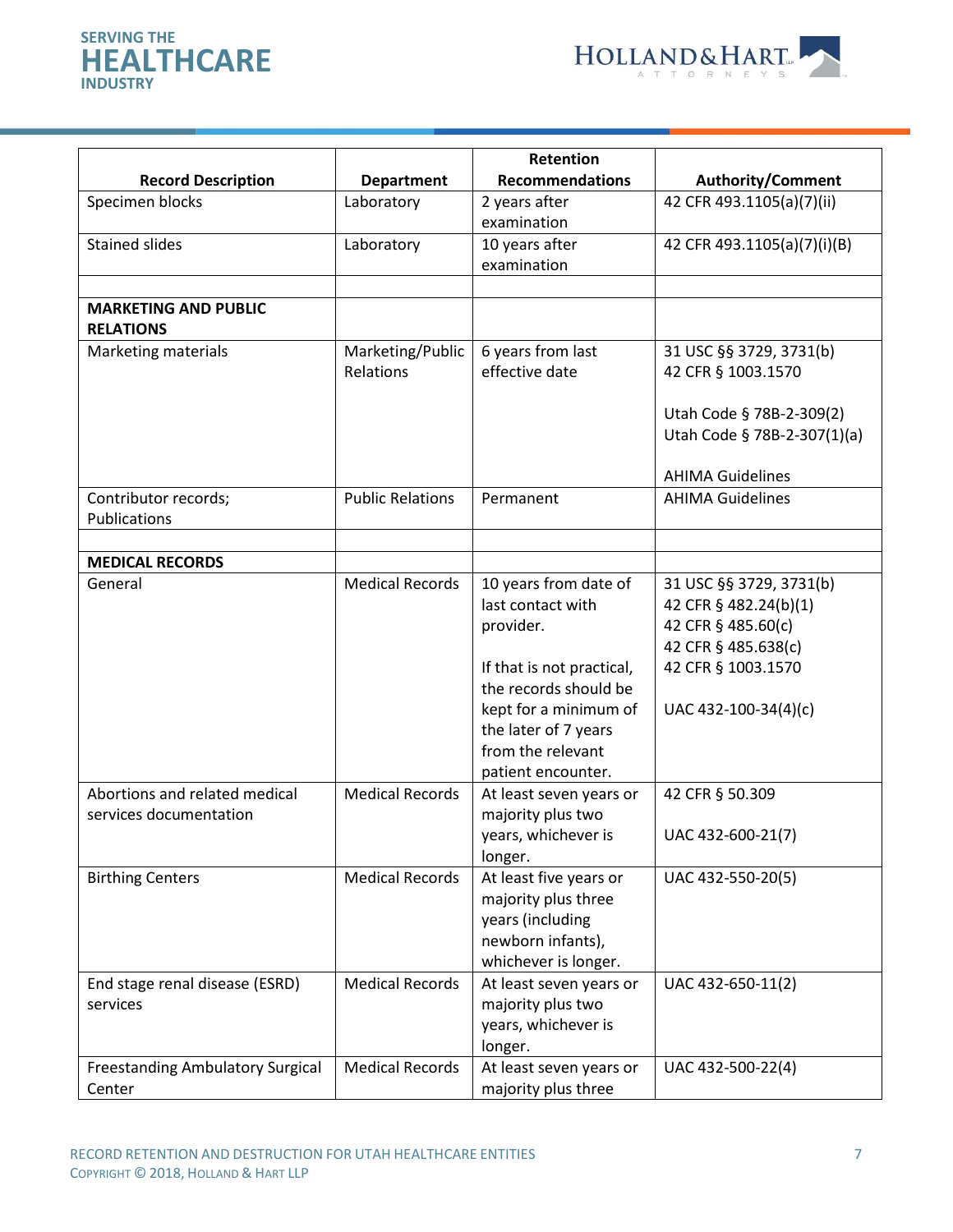| Record Description | Department | Retention Recommendations | Authority/Comment |
|---|---|---|---|
| Specimen blocks | Laboratory | 2 years after examination | 42 CFR 493.1105(a)(7)(ii) |
| Stained slides | Laboratory | 10 years after examination | 42 CFR 493.1105(a)(7)(i)(B) |
| | | | |
| **MARKETING AND PUBLIC RELATIONS** | | | |
| Marketing materials | Marketing/Public Relations | 6 years from last effective date | 31 USC §§ 3729, 3731(b)<br>42 CFR § 1003.1570<br><br>Utah Code § 78B-2-309(2)<br>Utah Code § 78B-2-307(1)(a)<br><br>AHIMA Guidelines |
| Contributor records; Publications | Public Relations | Permanent | AHIMA Guidelines |
| | | | |
| **MEDICAL RECORDS** | | | |
| General | Medical Records | 10 years from date of last contact with provider.<br><br>If that is not practical, the records should be kept for a minimum of the later of 7 years from the relevant patient encounter. | 31 USC §§ 3729, 3731(b)<br>42 CFR § 482.24(b)(1)<br>42 CFR § 485.60(c)<br>42 CFR § 485.638(c)<br>42 CFR § 1003.1570<br><br>UAC 432-100-34(4)(c) |
| Abortions and related medical services documentation | Medical Records | At least seven years or majority plus two years, whichever is longer. | 42 CFR § 50.309<br><br>UAC 432-600-21(7) |
| Birthing Centers | Medical Records | At least five years or majority plus three years (including newborn infants), whichever is longer. | UAC 432-550-20(5) |
| End stage renal disease (ESRD) services | Medical Records | At least seven years or majority plus two years, whichever is longer. | UAC 432-650-11(2) |
| Freestanding Ambulatory Surgical Center | Medical Records | At least seven years or majority plus three | UAC 432-500-22(4) |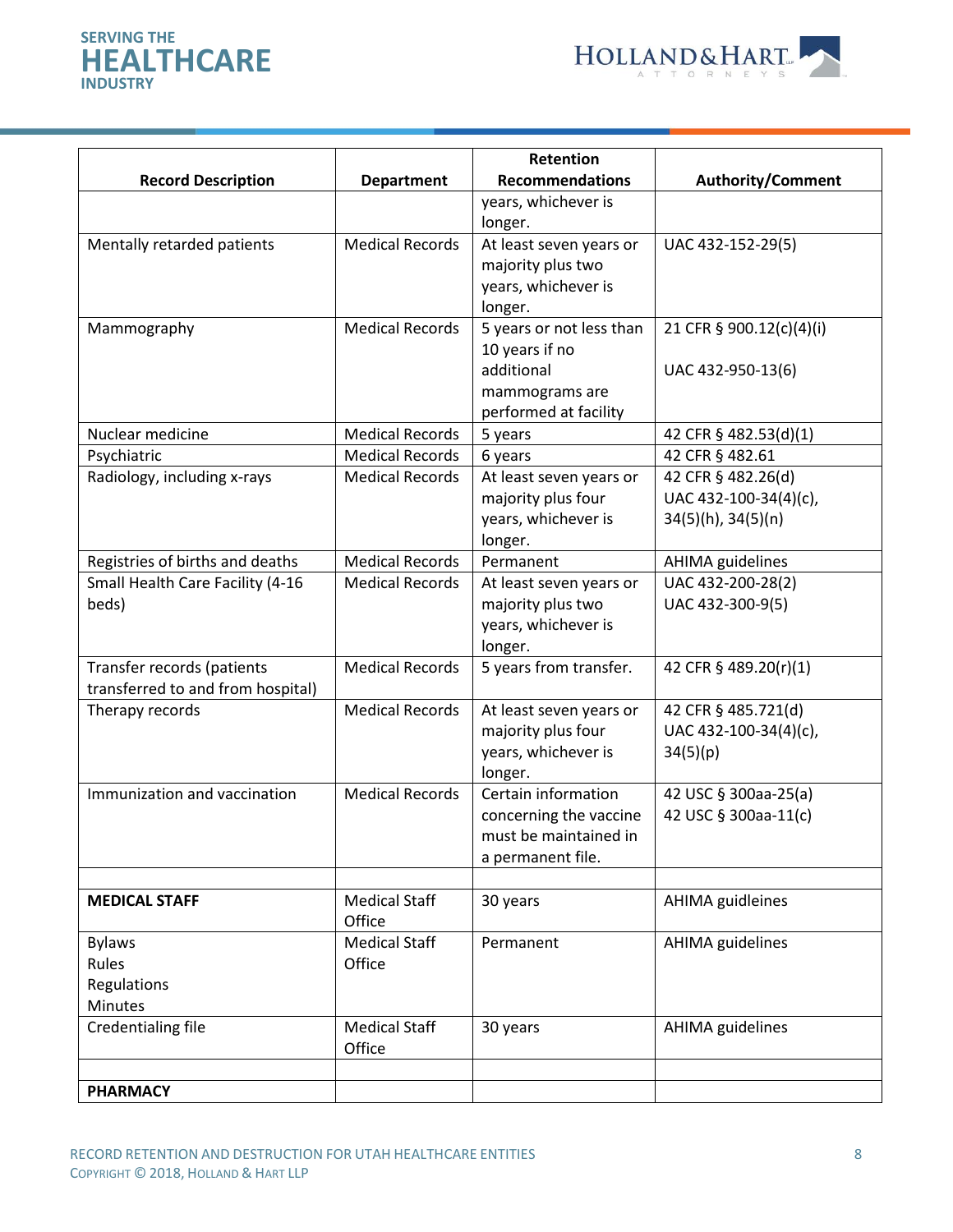| Record Description | Department | Retention Recommendations | Authority/Comment |
|---|---|---|---|
| | | years, whichever is longer. | |
| Mentally retarded patients | Medical Records | At least seven years or majority plus two years, whichever is longer. | UAC 432-152-29(5) |
| Mammography | Medical Records | 5 years or not less than 10 years if no additional mammograms are performed at facility | 21 CFR § 900.12(c)(4)(i)<br><br>UAC 432-950-13(6) |
| Nuclear medicine | Medical Records | 5 years | 42 CFR § 482.53(d)(1) |
| Psychiatric | Medical Records | 6 years | 42 CFR § 482.61 |
| Radiology, including x-rays | Medical Records | At least seven years or majority plus four years, whichever is longer. | 42 CFR § 482.26(d)<br>UAC 432-100-34(4)(c), 34(5)(h), 34(5)(n) |
| Registries of births and deaths | Medical Records | Permanent | AHIMA guidelines |
| Small Health Care Facility (4-16 beds) | Medical Records | At least seven years or majority plus two years, whichever is longer. | UAC 432-200-28(2)<br>UAC 432-300-9(5) |
| Transfer records (patients transferred to and from hospital) | Medical Records | 5 years from transfer. | 42 CFR § 489.20(r)(1) |
| Therapy records | Medical Records | At least seven years or majority plus four years, whichever is longer. | 42 CFR § 485.721(d)<br>UAC 432-100-34(4)(c), 34(5)(p) |
| Immunization and vaccination | Medical Records | Certain information concerning the vaccine must be maintained in a permanent file. | 42 USC § 300aa-25(a)<br>42 USC § 300aa-11(c) |
| | | | |
| **MEDICAL STAFF** | Medical Staff Office | 30 years | AHIMA guidleines |
| Bylaws<br>Rules<br>Regulations<br>Minutes | Medical Staff Office | Permanent | AHIMA guidelines |
| Credentialing file | Medical Staff Office | 30 years | AHIMA guidelines |
| | | | |
| **PHARMACY** | | | |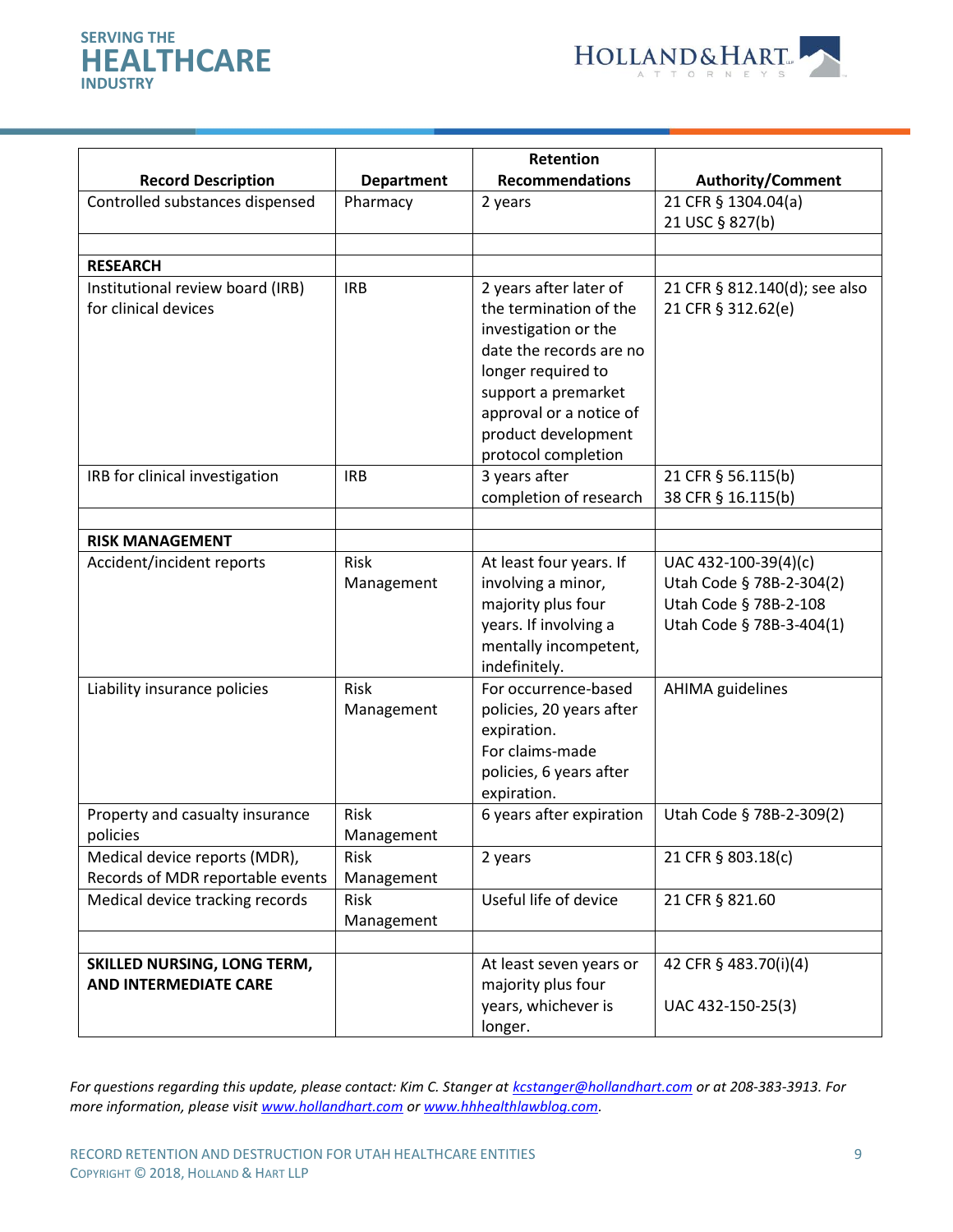| Record Description | Department | Retention Recommendations | Authority/Comment |
|---|---|---|---|
| Controlled substances dispensed | Pharmacy | 2 years | 21 CFR § 1304.04(a)<br>21 USC § 827(b) |
| | | | |
| **RESEARCH** | | | |
| Institutional review board (IRB) for clinical devices | IRB | 2 years after later of the termination of the investigation or the date the records are no longer required to support a premarket approval or a notice of product development protocol completion | 21 CFR § 812.140(d); see also 21 CFR § 312.62(e) |
| IRB for clinical investigation | IRB | 3 years after completion of research | 21 CFR § 56.115(b)<br>38 CFR § 16.115(b) |
| | | | |
| **RISK MANAGEMENT** | | | |
| Accident/incident reports | Risk Management | At least four years. If involving a minor, majority plus four years. If involving a mentally incompetent, indefinitely. | UAC 432-100-39(4)(c)<br>Utah Code § 78B-2-304(2)<br>Utah Code § 78B-2-108<br>Utah Code § 78B-3-404(1) |
| Liability insurance policies | Risk Management | For occurrence-based policies, 20 years after expiration.<br>For claims-made policies, 6 years after expiration. | AHIMA guidelines |
| Property and casualty insurance policies | Risk Management | 6 years after expiration | Utah Code § 78B-2-309(2) |
| Medical device reports (MDR), Records of MDR reportable events | Risk Management | 2 years | 21 CFR § 803.18(c) |
| Medical device tracking records | Risk Management | Useful life of device | 21 CFR § 821.60 |
| | | | |
| **SKILLED NURSING, LONG TERM, AND INTERMEDIATE CARE** | | At least seven years or majority plus four years, whichever is longer. | 42 CFR § 483.70(i)(4)<br><br>UAC 432-150-25(3) |

*For questions regarding this update, please contact: Kim C. Stanger at [kcstanger@hollandhart.com](mailto:kcstanger@hollandhart.com) or at 208-383-3913. For more information, please visit [www.hollandhart.com](http://www.hollandhart.com) or [www.hhhealthlawblog.com](http://www.hhhealthlawblog.com).*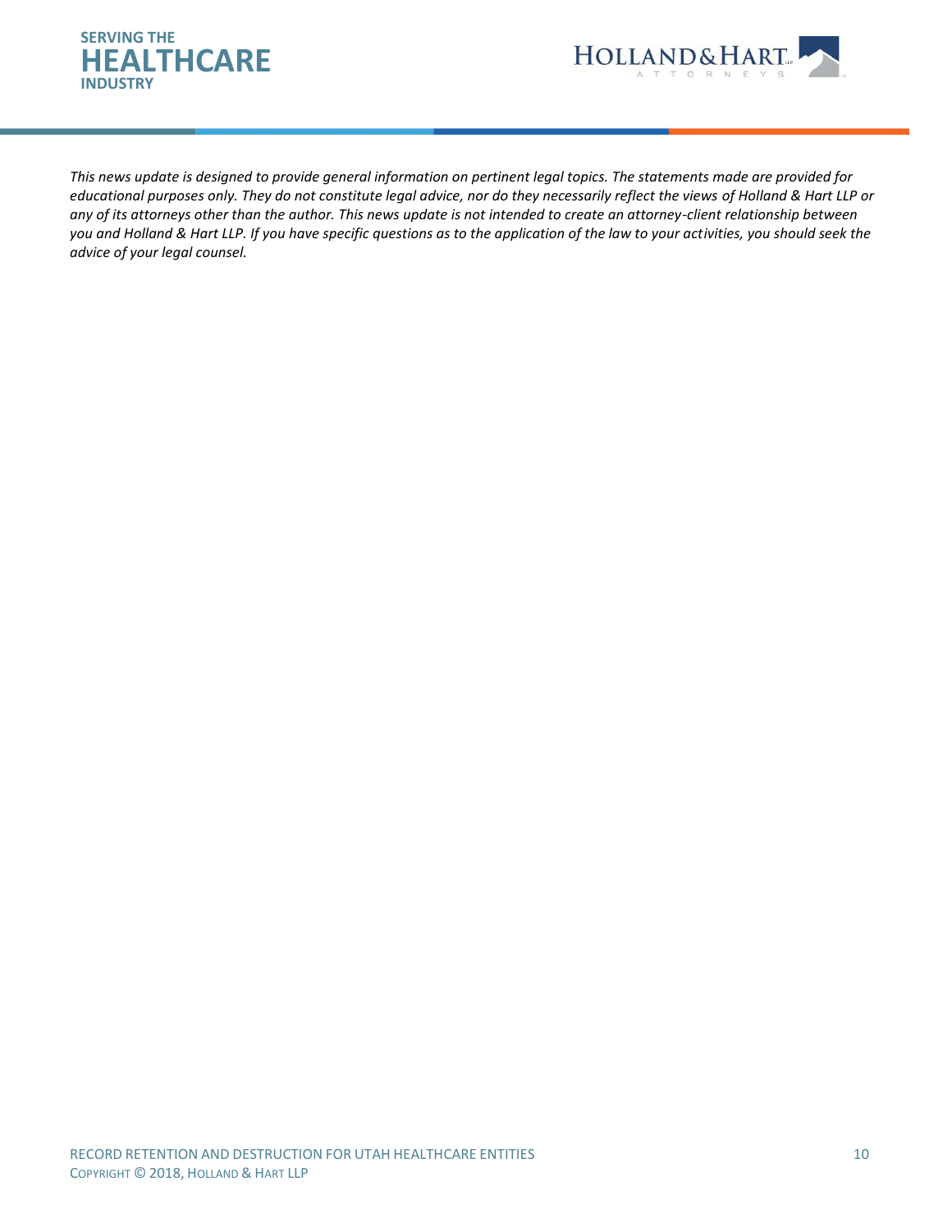*This news update is designed to provide general information on pertinent legal topics. The statements made are provided for educational purposes only. They do not constitute legal advice, nor do they necessarily reflect the views of Holland & Hart LLP or any of its attorneys other than the author. This news update is not intended to create an attorney-client relationship between you and Holland & Hart LLP. If you have specific questions as to the application of the law to your activities, you should seek the advice of your legal counsel.*